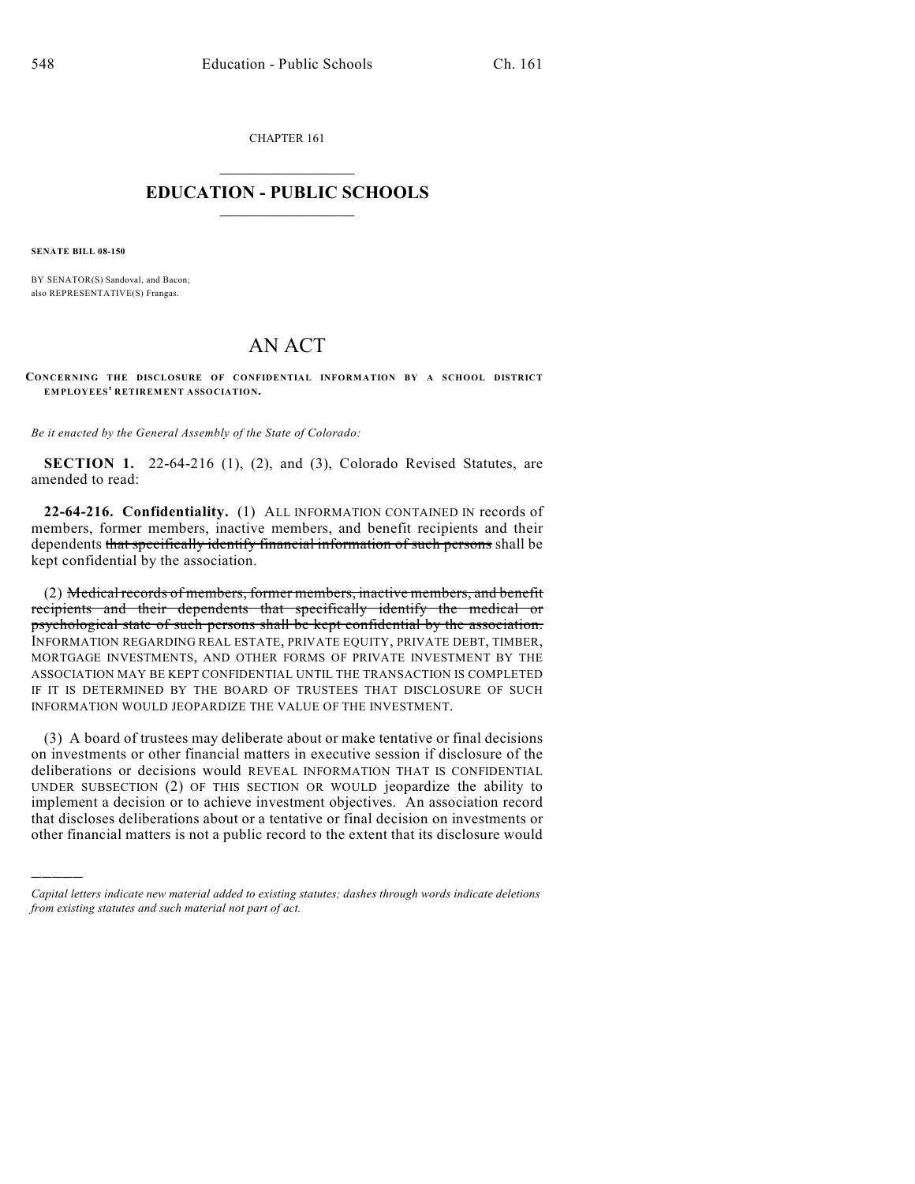CHAPTER 161

# EDUCATION - PUBLIC SCHOOLS

**SENATE BILL 08-150**

BY SENATOR(S) Sandoval, and Bacon;
also REPRESENTATIVE(S) Frangas.

# AN ACT

**CONCERNING THE DISCLOSURE OF CONFIDENTIAL INFORMATION BY A SCHOOL DISTRICT EMPLOYEES' RETIREMENT ASSOCIATION.**

*Be it enacted by the General Assembly of the State of Colorado:*

**SECTION 1.** 22-64-216 (1), (2), and (3), Colorado Revised Statutes, are amended to read:

**22-64-216. Confidentiality.** (1) ALL INFORMATION CONTAINED IN records of members, former members, inactive members, and benefit recipients and their dependents ~~that specifically identify financial information of such persons~~ shall be kept confidential by the association.

(2) ~~Medical records of members, former members, inactive members, and benefit recipients and their dependents that specifically identify the medical or psychological state of such persons shall be kept confidential by the association.~~ INFORMATION REGARDING REAL ESTATE, PRIVATE EQUITY, PRIVATE DEBT, TIMBER, MORTGAGE INVESTMENTS, AND OTHER FORMS OF PRIVATE INVESTMENT BY THE ASSOCIATION MAY BE KEPT CONFIDENTIAL UNTIL THE TRANSACTION IS COMPLETED IF IT IS DETERMINED BY THE BOARD OF TRUSTEES THAT DISCLOSURE OF SUCH INFORMATION WOULD JEOPARDIZE THE VALUE OF THE INVESTMENT.

(3) A board of trustees may deliberate about or make tentative or final decisions on investments or other financial matters in executive session if disclosure of the deliberations or decisions would REVEAL INFORMATION THAT IS CONFIDENTIAL UNDER SUBSECTION (2) OF THIS SECTION OR WOULD jeopardize the ability to implement a decision or to achieve investment objectives. An association record that discloses deliberations about or a tentative or final decision on investments or other financial matters is not a public record to the extent that its disclosure would

---

*Capital letters indicate new material added to existing statutes; dashes through words indicate deletions from existing statutes and such material not part of act.*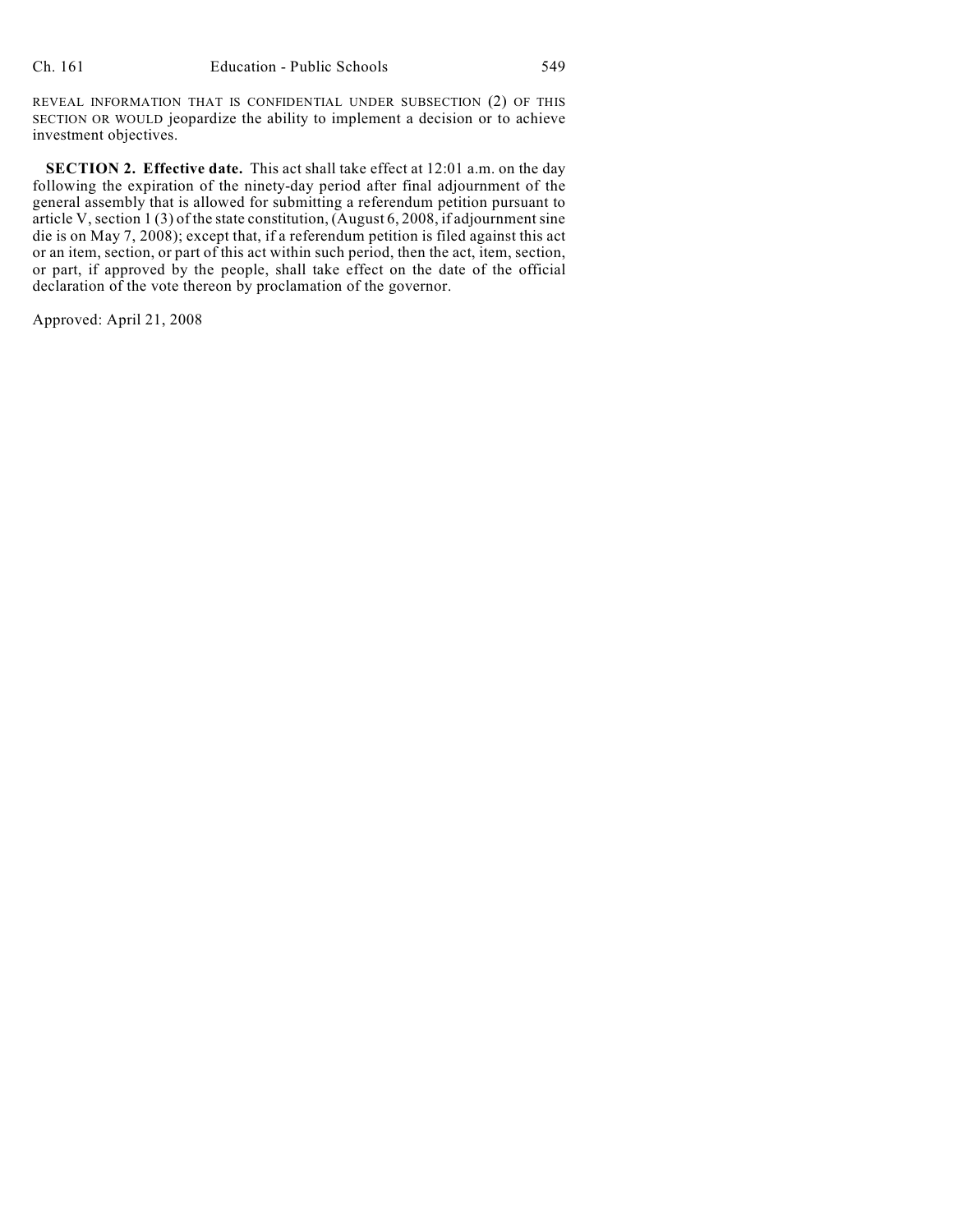REVEAL INFORMATION THAT IS CONFIDENTIAL UNDER SUBSECTION (2) OF THIS SECTION OR WOULD jeopardize the ability to implement a decision or to achieve investment objectives.

**SECTION 2. Effective date.** This act shall take effect at 12:01 a.m. on the day following the expiration of the ninety-day period after final adjournment of the general assembly that is allowed for submitting a referendum petition pursuant to article V, section 1 (3) of the state constitution, (August 6, 2008, if adjournment sine die is on May 7, 2008); except that, if a referendum petition is filed against this act or an item, section, or part of this act within such period, then the act, item, section, or part, if approved by the people, shall take effect on the date of the official declaration of the vote thereon by proclamation of the governor.

Approved: April 21, 2008